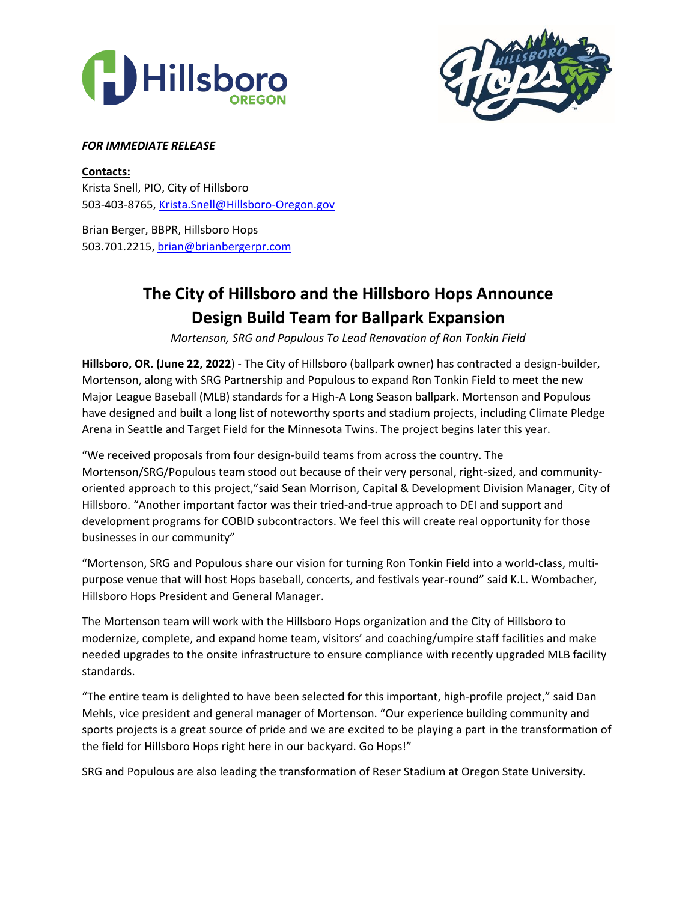***FOR IMMEDIATE RELEASE***

**Contacts:**
Krista Snell, PIO, City of Hillsboro
503-403-8765, Krista.Snell@Hillsboro-Oregon.gov

Brian Berger, BBPR, Hillsboro Hops
503.701.2215, brian@brianbergerpr.com

# The City of Hillsboro and the Hillsboro Hops Announce Design Build Team for Ballpark Expansion

*Mortenson, SRG and Populous To Lead Renovation of Ron Tonkin Field*

**Hillsboro, OR. (June 22, 2022**) - The City of Hillsboro (ballpark owner) has contracted a design-builder, Mortenson, along with SRG Partnership and Populous to expand Ron Tonkin Field to meet the new Major League Baseball (MLB) standards for a High-A Long Season ballpark. Mortenson and Populous have designed and built a long list of noteworthy sports and stadium projects, including Climate Pledge Arena in Seattle and Target Field for the Minnesota Twins. The project begins later this year.

"We received proposals from four design-build teams from across the country. The Mortenson/SRG/Populous team stood out because of their very personal, right-sized, and community-oriented approach to this project,"said Sean Morrison, Capital & Development Division Manager, City of Hillsboro. "Another important factor was their tried-and-true approach to DEI and support and development programs for COBID subcontractors. We feel this will create real opportunity for those businesses in our community"

"Mortenson, SRG and Populous share our vision for turning Ron Tonkin Field into a world-class, multi-purpose venue that will host Hops baseball, concerts, and festivals year-round" said K.L. Wombacher, Hillsboro Hops President and General Manager.

The Mortenson team will work with the Hillsboro Hops organization and the City of Hillsboro to modernize, complete, and expand home team, visitors' and coaching/umpire staff facilities and make needed upgrades to the onsite infrastructure to ensure compliance with recently upgraded MLB facility standards.

"The entire team is delighted to have been selected for this important, high-profile project," said Dan Mehls, vice president and general manager of Mortenson. "Our experience building community and sports projects is a great source of pride and we are excited to be playing a part in the transformation of the field for Hillsboro Hops right here in our backyard. Go Hops!"

SRG and Populous are also leading the transformation of Reser Stadium at Oregon State University.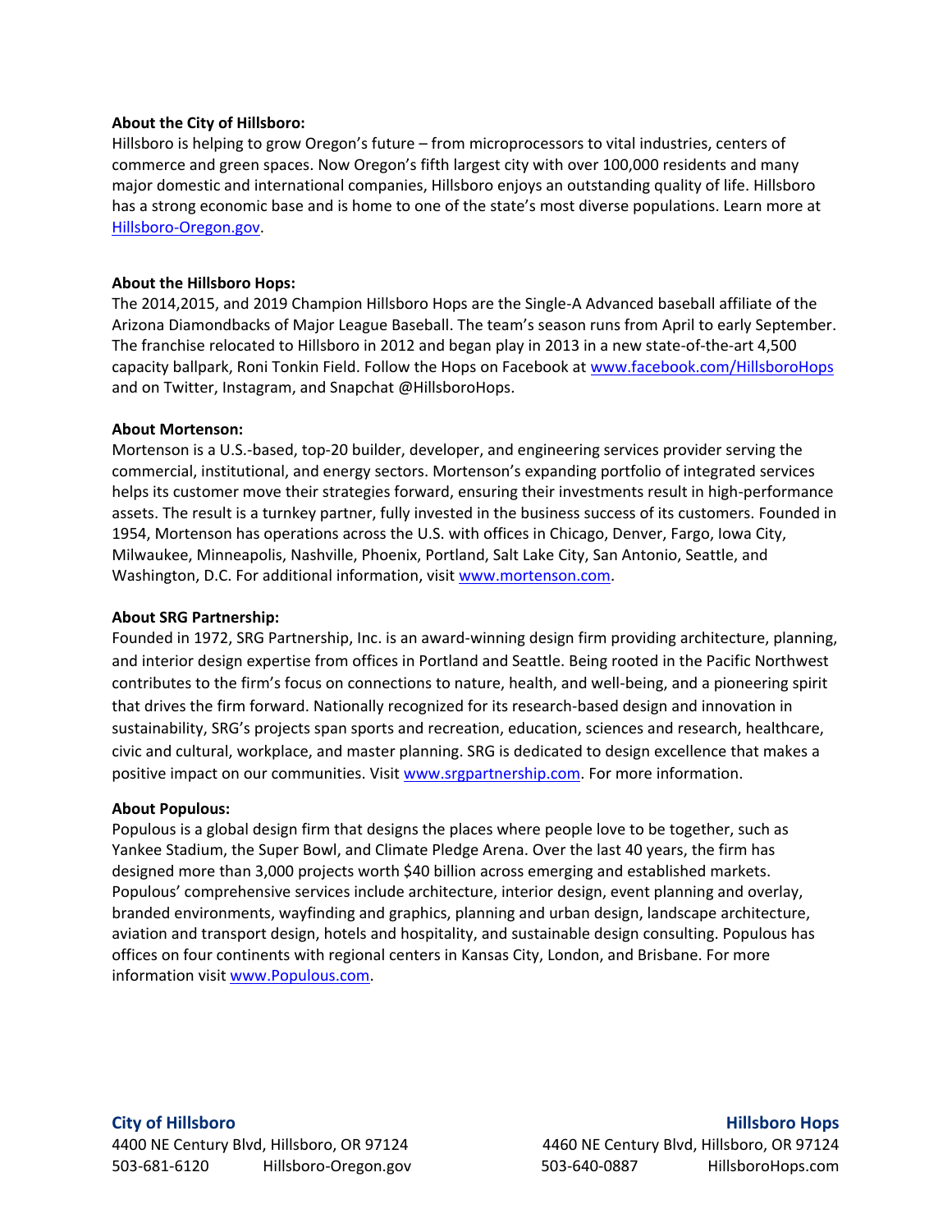**About the City of Hillsboro:**
Hillsboro is helping to grow Oregon's future – from microprocessors to vital industries, centers of commerce and green spaces. Now Oregon's fifth largest city with over 100,000 residents and many major domestic and international companies, Hillsboro enjoys an outstanding quality of life. Hillsboro has a strong economic base and is home to one of the state's most diverse populations. Learn more at Hillsboro-Oregon.gov.

**About the Hillsboro Hops:**
The 2014,2015, and 2019 Champion Hillsboro Hops are the Single-A Advanced baseball affiliate of the Arizona Diamondbacks of Major League Baseball. The team's season runs from April to early September. The franchise relocated to Hillsboro in 2012 and began play in 2013 in a new state-of-the-art 4,500 capacity ballpark, Roni Tonkin Field. Follow the Hops on Facebook at www.facebook.com/HillsboroHops and on Twitter, Instagram, and Snapchat @HillsboroHops.

**About Mortenson:**
Mortenson is a U.S.-based, top-20 builder, developer, and engineering services provider serving the commercial, institutional, and energy sectors. Mortenson's expanding portfolio of integrated services helps its customer move their strategies forward, ensuring their investments result in high-performance assets. The result is a turnkey partner, fully invested in the business success of its customers. Founded in 1954, Mortenson has operations across the U.S. with offices in Chicago, Denver, Fargo, Iowa City, Milwaukee, Minneapolis, Nashville, Phoenix, Portland, Salt Lake City, San Antonio, Seattle, and Washington, D.C. For additional information, visit www.mortenson.com.

**About SRG Partnership:**
Founded in 1972, SRG Partnership, Inc. is an award-winning design firm providing architecture, planning, and interior design expertise from offices in Portland and Seattle. Being rooted in the Pacific Northwest contributes to the firm's focus on connections to nature, health, and well-being, and a pioneering spirit that drives the firm forward. Nationally recognized for its research-based design and innovation in sustainability, SRG's projects span sports and recreation, education, sciences and research, healthcare, civic and cultural, workplace, and master planning. SRG is dedicated to design excellence that makes a positive impact on our communities. Visit www.srgpartnership.com. For more information.

**About Populous:**
Populous is a global design firm that designs the places where people love to be together, such as Yankee Stadium, the Super Bowl, and Climate Pledge Arena. Over the last 40 years, the firm has designed more than 3,000 projects worth $40 billion across emerging and established markets. Populous' comprehensive services include architecture, interior design, event planning and overlay, branded environments, wayfinding and graphics, planning and urban design, landscape architecture, aviation and transport design, hotels and hospitality, and sustainable design consulting. Populous has offices on four continents with regional centers in Kansas City, London, and Brisbane. For more information visit www.Populous.com.

**City of Hillsboro**
4400 NE Century Blvd, Hillsboro, OR 97124
503-681-6120 Hillsboro-Oregon.gov

**Hillsboro Hops**
4460 NE Century Blvd, Hillsboro, OR 97124
503-640-0887 HillsboroHops.com